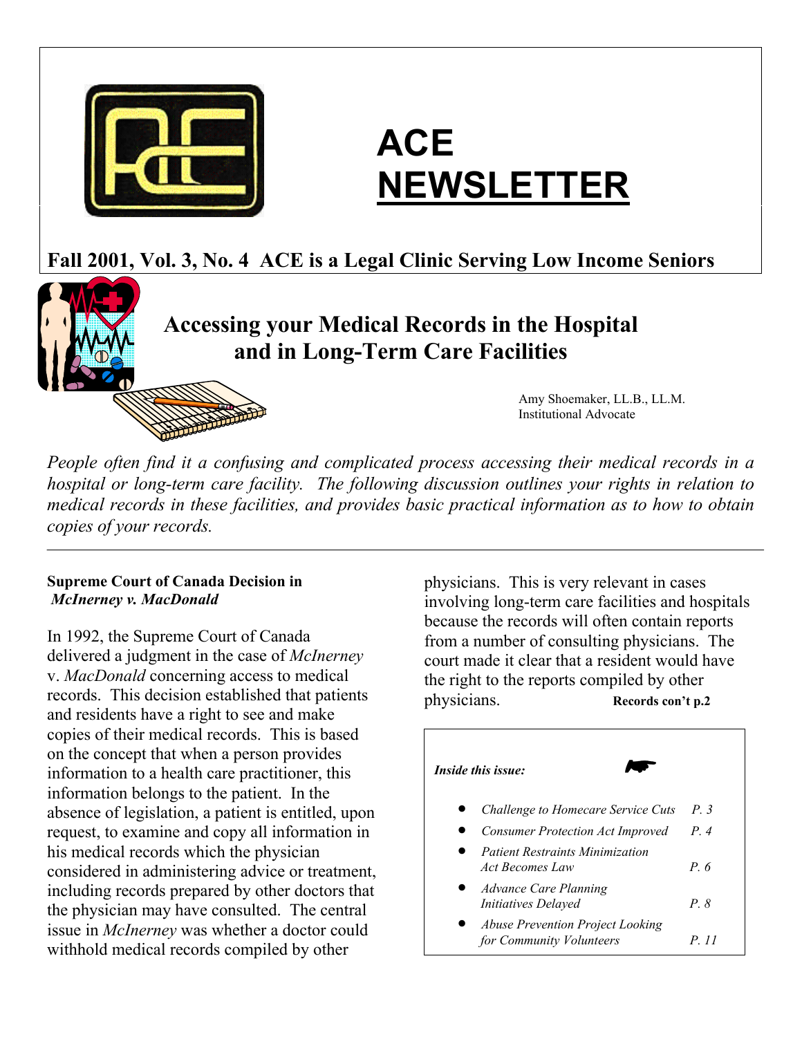# ACE NEWSLETTER

**Fall 2001, Vol. 3, No. 4 ACE is a Legal Clinic Serving Low Income Seniors**

## Accessing your Medical Records in the Hospital and in Long-Term Care Facilities

Amy Shoemaker, LL.B., LL.M.
Institutional Advocate

*People often find it a confusing and complicated process accessing their medical records in a hospital or long-term care facility. The following discussion outlines your rights in relation to medical records in these facilities, and provides basic practical information as to how to obtain copies of your records.*

---

### Supreme Court of Canada Decision in *McInerney v. MacDonald*

In 1992, the Supreme Court of Canada delivered a judgment in the case of *McInerney* v. *MacDonald* concerning access to medical records. This decision established that patients and residents have a right to see and make copies of their medical records. This is based on the concept that when a person provides information to a health care practitioner, this information belongs to the patient. In the absence of legislation, a patient is entitled, upon request, to examine and copy all information in his medical records which the physician considered in administering advice or treatment, including records prepared by other doctors that the physician may have consulted. The central issue in *McInerney* was whether a doctor could withhold medical records compiled by other physicians. This is very relevant in cases involving long-term care facilities and hospitals because the records will often contain reports from a number of consulting physicians. The court made it clear that a resident would have the right to the reports compiled by other physicians. **Records con't p.2**

---

*Inside this issue:*

- *Challenge to Homecare Service Cuts* — *P. 3*
- *Consumer Protection Act Improved* — *P. 4*
- *Patient Restraints Minimization Act Becomes Law* — *P. 6*
- *Advance Care Planning Initiatives Delayed* — *P. 8*
- *Abuse Prevention Project Looking for Community Volunteers* — *P. 11*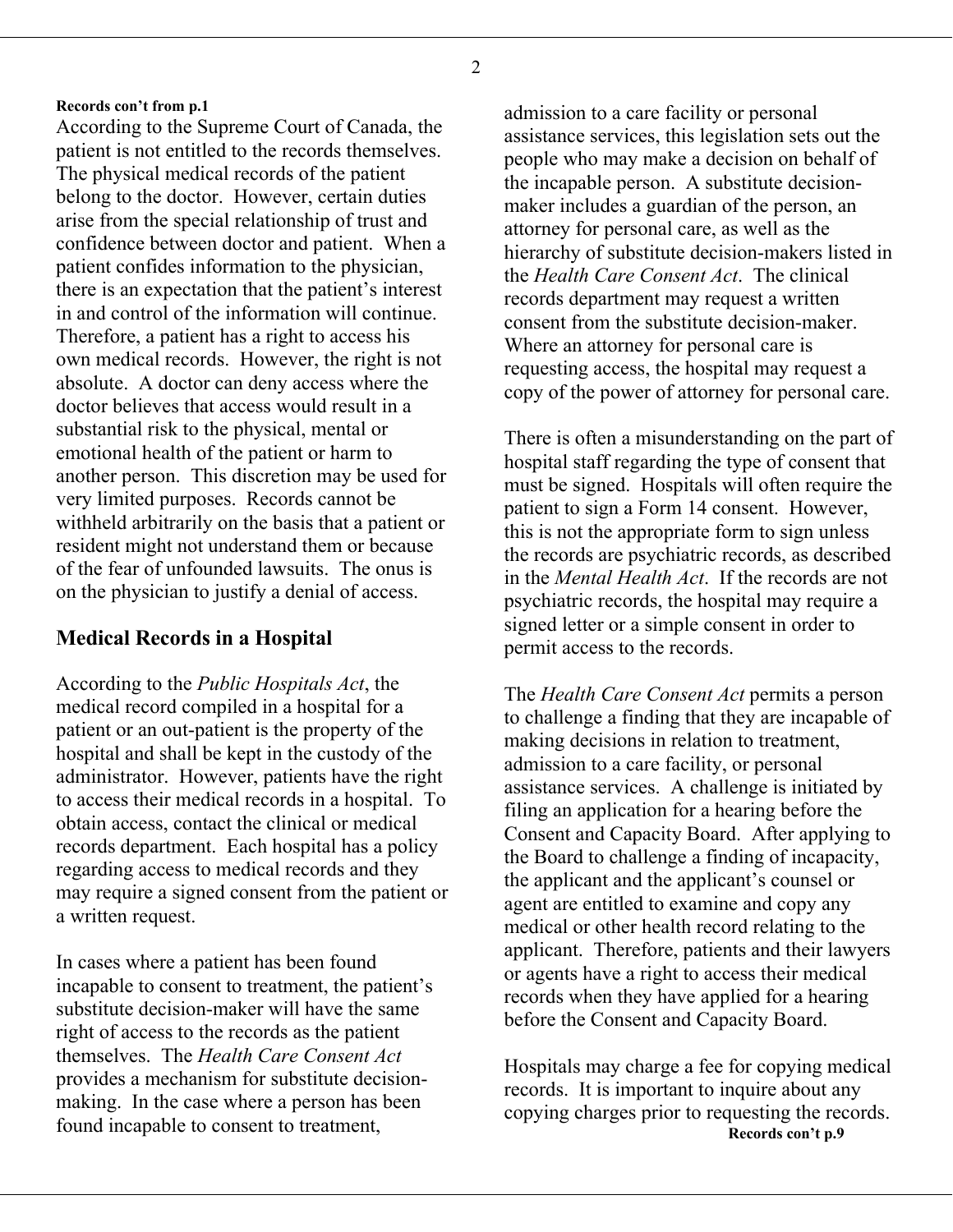**Records con't from p.1**

According to the Supreme Court of Canada, the patient is not entitled to the records themselves. The physical medical records of the patient belong to the doctor. However, certain duties arise from the special relationship of trust and confidence between doctor and patient. When a patient confides information to the physician, there is an expectation that the patient's interest in and control of the information will continue. Therefore, a patient has a right to access his own medical records. However, the right is not absolute. A doctor can deny access where the doctor believes that access would result in a substantial risk to the physical, mental or emotional health of the patient or harm to another person. This discretion may be used for very limited purposes. Records cannot be withheld arbitrarily on the basis that a patient or resident might not understand them or because of the fear of unfounded lawsuits. The onus is on the physician to justify a denial of access.

## Medical Records in a Hospital

According to the *Public Hospitals Act*, the medical record compiled in a hospital for a patient or an out-patient is the property of the hospital and shall be kept in the custody of the administrator. However, patients have the right to access their medical records in a hospital. To obtain access, contact the clinical or medical records department. Each hospital has a policy regarding access to medical records and they may require a signed consent from the patient or a written request.

In cases where a patient has been found incapable to consent to treatment, the patient's substitute decision-maker will have the same right of access to the records as the patient themselves. The *Health Care Consent Act* provides a mechanism for substitute decision-making. In the case where a person has been found incapable to consent to treatment, admission to a care facility or personal assistance services, this legislation sets out the people who may make a decision on behalf of the incapable person. A substitute decision-maker includes a guardian of the person, an attorney for personal care, as well as the hierarchy of substitute decision-makers listed in the *Health Care Consent Act*. The clinical records department may request a written consent from the substitute decision-maker. Where an attorney for personal care is requesting access, the hospital may request a copy of the power of attorney for personal care.

There is often a misunderstanding on the part of hospital staff regarding the type of consent that must be signed. Hospitals will often require the patient to sign a Form 14 consent. However, this is not the appropriate form to sign unless the records are psychiatric records, as described in the *Mental Health Act*. If the records are not psychiatric records, the hospital may require a signed letter or a simple consent in order to permit access to the records.

The *Health Care Consent Act* permits a person to challenge a finding that they are incapable of making decisions in relation to treatment, admission to a care facility, or personal assistance services. A challenge is initiated by filing an application for a hearing before the Consent and Capacity Board. After applying to the Board to challenge a finding of incapacity, the applicant and the applicant's counsel or agent are entitled to examine and copy any medical or other health record relating to the applicant. Therefore, patients and their lawyers or agents have a right to access their medical records when they have applied for a hearing before the Consent and Capacity Board.

Hospitals may charge a fee for copying medical records. It is important to inquire about any copying charges prior to requesting the records.

**Records con't p.9**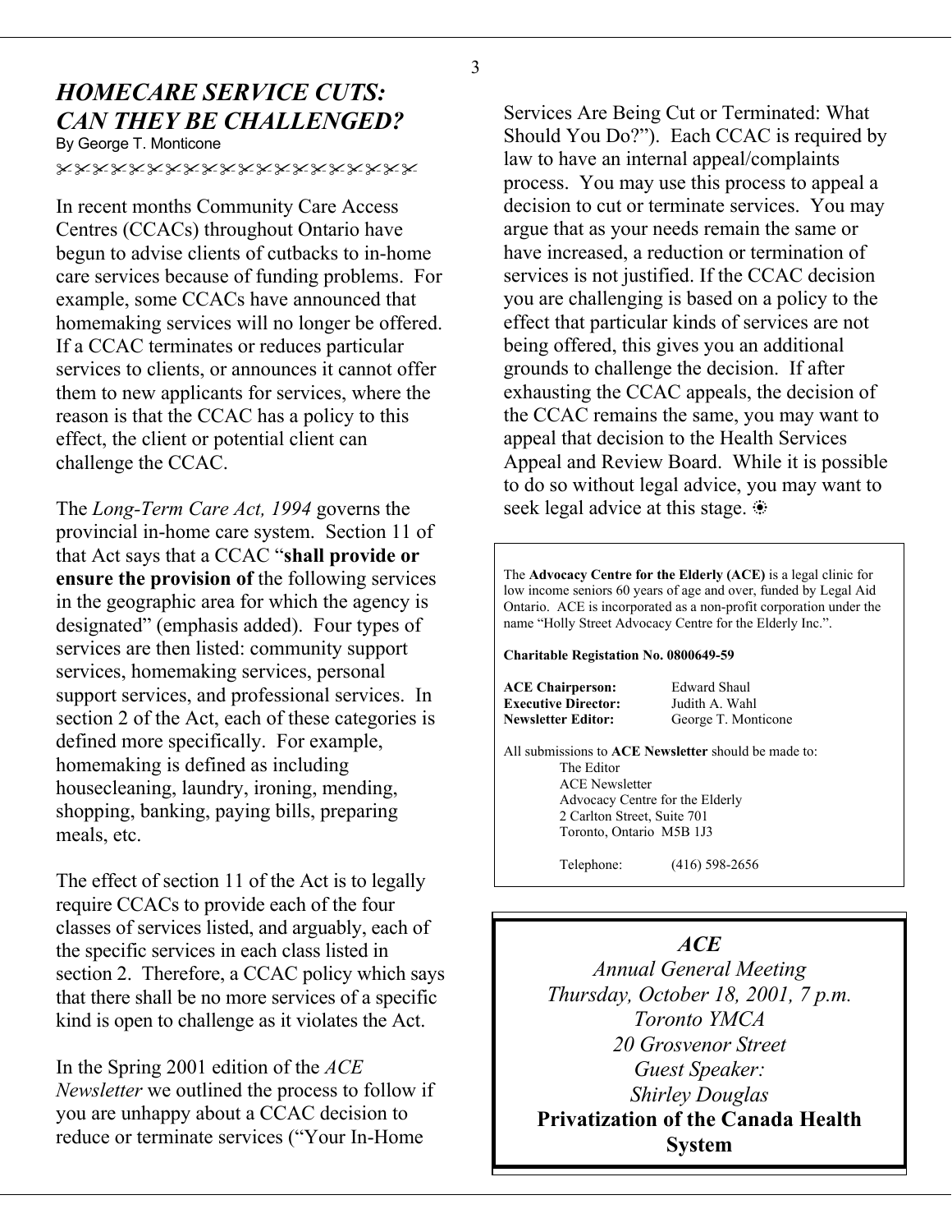## *HOMECARE SERVICE CUTS: CAN THEY BE CHALLENGED?*

By George T. Monticone

✂✂✂✂✂✂✂✂✂✂✂✂✂✂✂✂✂✂✂

In recent months Community Care Access Centres (CCACs) throughout Ontario have begun to advise clients of cutbacks to in-home care services because of funding problems. For example, some CCACs have announced that homemaking services will no longer be offered. If a CCAC terminates or reduces particular services to clients, or announces it cannot offer them to new applicants for services, where the reason is that the CCAC has a policy to this effect, the client or potential client can challenge the CCAC.

The *Long-Term Care Act, 1994* governs the provincial in-home care system. Section 11 of that Act says that a CCAC "**shall provide or ensure the provision of** the following services in the geographic area for which the agency is designated" (emphasis added). Four types of services are then listed: community support services, homemaking services, personal support services, and professional services. In section 2 of the Act, each of these categories is defined more specifically. For example, homemaking is defined as including housecleaning, laundry, ironing, mending, shopping, banking, paying bills, preparing meals, etc.

The effect of section 11 of the Act is to legally require CCACs to provide each of the four classes of services listed, and arguably, each of the specific services in each class listed in section 2. Therefore, a CCAC policy which says that there shall be no more services of a specific kind is open to challenge as it violates the Act.

In the Spring 2001 edition of the *ACE Newsletter* we outlined the process to follow if you are unhappy about a CCAC decision to reduce or terminate services ("Your In-Home Services Are Being Cut or Terminated: What Should You Do?"). Each CCAC is required by law to have an internal appeal/complaints process. You may use this process to appeal a decision to cut or terminate services. You may argue that as your needs remain the same or have increased, a reduction or termination of services is not justified. If the CCAC decision you are challenging is based on a policy to the effect that particular kinds of services are not being offered, this gives you an additional grounds to challenge the decision. If after exhausting the CCAC appeals, the decision of the CCAC remains the same, you may want to appeal that decision to the Health Services Appeal and Review Board. While it is possible to do so without legal advice, you may want to seek legal advice at this stage. ☀

---

The **Advocacy Centre for the Elderly (ACE)** is a legal clinic for low income seniors 60 years of age and over, funded by Legal Aid Ontario. ACE is incorporated as a non-profit corporation under the name "Holly Street Advocacy Centre for the Elderly Inc.".

**Charitable Registation No. 0800649-59**

**ACE Chairperson:** Edward Shaul
**Executive Director:** Judith A. Wahl
**Newsletter Editor:** George T. Monticone

All submissions to **ACE Newsletter** should be made to:

The Editor
ACE Newsletter
Advocacy Centre for the Elderly
2 Carlton Street, Suite 701
Toronto, Ontario M5B 1J3

Telephone: (416) 598-2656

---

*ACE*
*Annual General Meeting*
*Thursday, October 18, 2001, 7 p.m.*
*Toronto YMCA*
*20 Grosvenor Street*
*Guest Speaker:*
*Shirley Douglas*
**Privatization of the Canada Health System**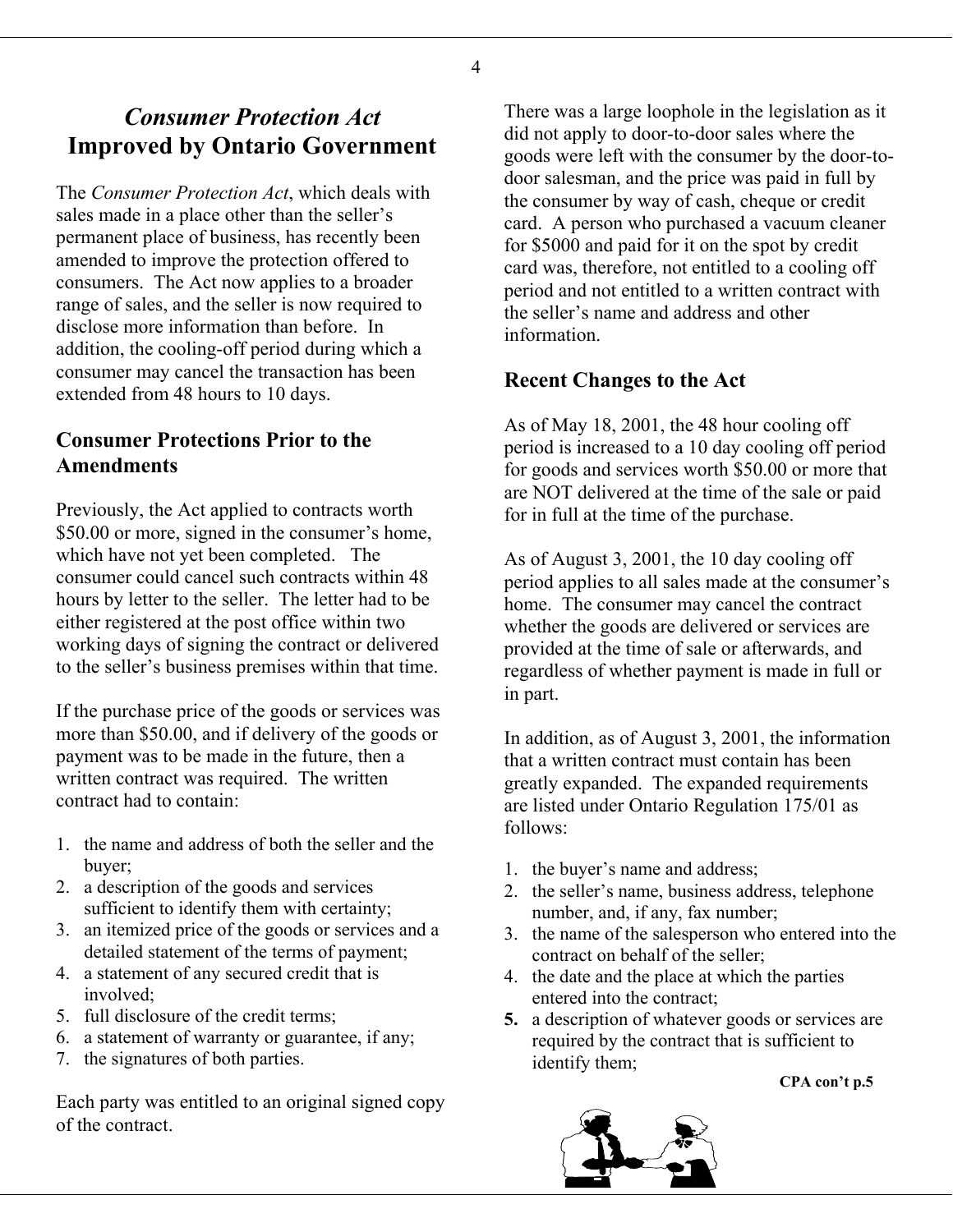# *Consumer Protection Act* Improved by Ontario Government

The *Consumer Protection Act*, which deals with sales made in a place other than the seller's permanent place of business, has recently been amended to improve the protection offered to consumers. The Act now applies to a broader range of sales, and the seller is now required to disclose more information than before. In addition, the cooling-off period during which a consumer may cancel the transaction has been extended from 48 hours to 10 days.

## Consumer Protections Prior to the Amendments

Previously, the Act applied to contracts worth $50.00 or more, signed in the consumer's home, which have not yet been completed. The consumer could cancel such contracts within 48 hours by letter to the seller. The letter had to be either registered at the post office within two working days of signing the contract or delivered to the seller's business premises within that time.

If the purchase price of the goods or services was more than $50.00, and if delivery of the goods or payment was to be made in the future, then a written contract was required. The written contract had to contain:

1. the name and address of both the seller and the buyer;
2. a description of the goods and services sufficient to identify them with certainty;
3. an itemized price of the goods or services and a detailed statement of the terms of payment;
4. a statement of any secured credit that is involved;
5. full disclosure of the credit terms;
6. a statement of warranty or guarantee, if any;
7. the signatures of both parties.

Each party was entitled to an original signed copy of the contract.

There was a large loophole in the legislation as it did not apply to door-to-door sales where the goods were left with the consumer by the door-to-door salesman, and the price was paid in full by the consumer by way of cash, cheque or credit card. A person who purchased a vacuum cleaner for $5000 and paid for it on the spot by credit card was, therefore, not entitled to a cooling off period and not entitled to a written contract with the seller's name and address and other information.

## Recent Changes to the Act

As of May 18, 2001, the 48 hour cooling off period is increased to a 10 day cooling off period for goods and services worth $50.00 or more that are NOT delivered at the time of the sale or paid for in full at the time of the purchase.

As of August 3, 2001, the 10 day cooling off period applies to all sales made at the consumer's home. The consumer may cancel the contract whether the goods are delivered or services are provided at the time of sale or afterwards, and regardless of whether payment is made in full or in part.

In addition, as of August 3, 2001, the information that a written contract must contain has been greatly expanded. The expanded requirements are listed under Ontario Regulation 175/01 as follows:

1. the buyer's name and address;
2. the seller's name, business address, telephone number, and, if any, fax number;
3. the name of the salesperson who entered into the contract on behalf of the seller;
4. the date and the place at which the parties entered into the contract;
5. a description of whatever goods or services are required by the contract that is sufficient to identify them;

**CPA con't p.5**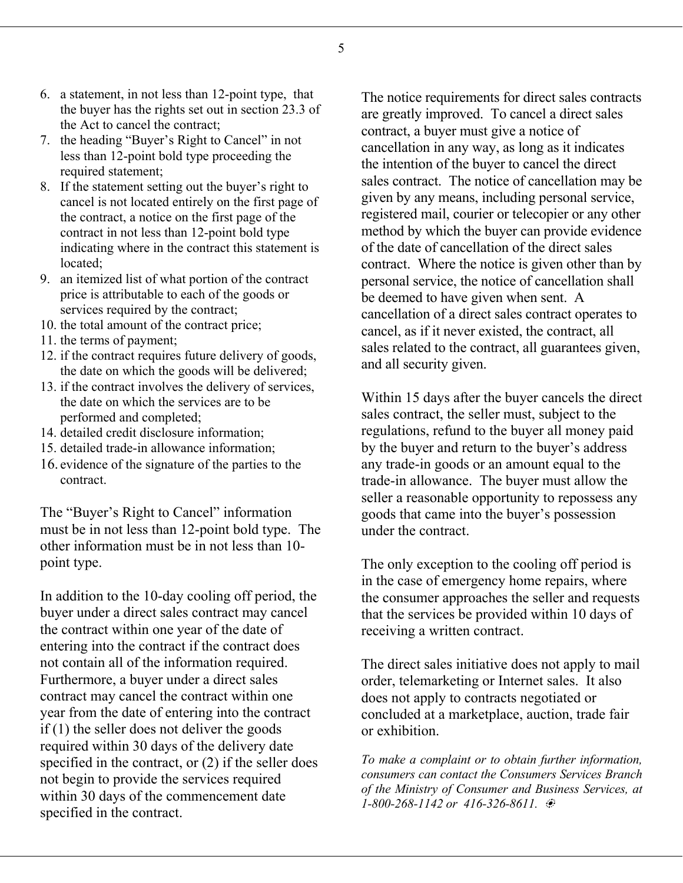6. a statement, in not less than 12-point type, that the buyer has the rights set out in section 23.3 of the Act to cancel the contract;
7. the heading "Buyer's Right to Cancel" in not less than 12-point bold type proceeding the required statement;
8. If the statement setting out the buyer's right to cancel is not located entirely on the first page of the contract, a notice on the first page of the contract in not less than 12-point bold type indicating where in the contract this statement is located;
9. an itemized list of what portion of the contract price is attributable to each of the goods or services required by the contract;
10. the total amount of the contract price;
11. the terms of payment;
12. if the contract requires future delivery of goods, the date on which the goods will be delivered;
13. if the contract involves the delivery of services, the date on which the services are to be performed and completed;
14. detailed credit disclosure information;
15. detailed trade-in allowance information;
16. evidence of the signature of the parties to the contract.

The "Buyer's Right to Cancel" information must be in not less than 12-point bold type. The other information must be in not less than 10-point type.

In addition to the 10-day cooling off period, the buyer under a direct sales contract may cancel the contract within one year of the date of entering into the contract if the contract does not contain all of the information required. Furthermore, a buyer under a direct sales contract may cancel the contract within one year from the date of entering into the contract if (1) the seller does not deliver the goods required within 30 days of the delivery date specified in the contract, or (2) if the seller does not begin to provide the services required within 30 days of the commencement date specified in the contract.

The notice requirements for direct sales contracts are greatly improved. To cancel a direct sales contract, a buyer must give a notice of cancellation in any way, as long as it indicates the intention of the buyer to cancel the direct sales contract. The notice of cancellation may be given by any means, including personal service, registered mail, courier or telecopier or any other method by which the buyer can provide evidence of the date of cancellation of the direct sales contract. Where the notice is given other than by personal service, the notice of cancellation shall be deemed to have given when sent. A cancellation of a direct sales contract operates to cancel, as if it never existed, the contract, all sales related to the contract, all guarantees given, and all security given.

Within 15 days after the buyer cancels the direct sales contract, the seller must, subject to the regulations, refund to the buyer all money paid by the buyer and return to the buyer's address any trade-in goods or an amount equal to the trade-in allowance. The buyer must allow the seller a reasonable opportunity to repossess any goods that came into the buyer's possession under the contract.

The only exception to the cooling off period is in the case of emergency home repairs, where the consumer approaches the seller and requests that the services be provided within 10 days of receiving a written contract.

The direct sales initiative does not apply to mail order, telemarketing or Internet sales. It also does not apply to contracts negotiated or concluded at a marketplace, auction, trade fair or exhibition.

*To make a complaint or to obtain further information, consumers can contact the Consumers Services Branch of the Ministry of Consumer and Business Services, at 1-800-268-1142 or 416-326-8611.*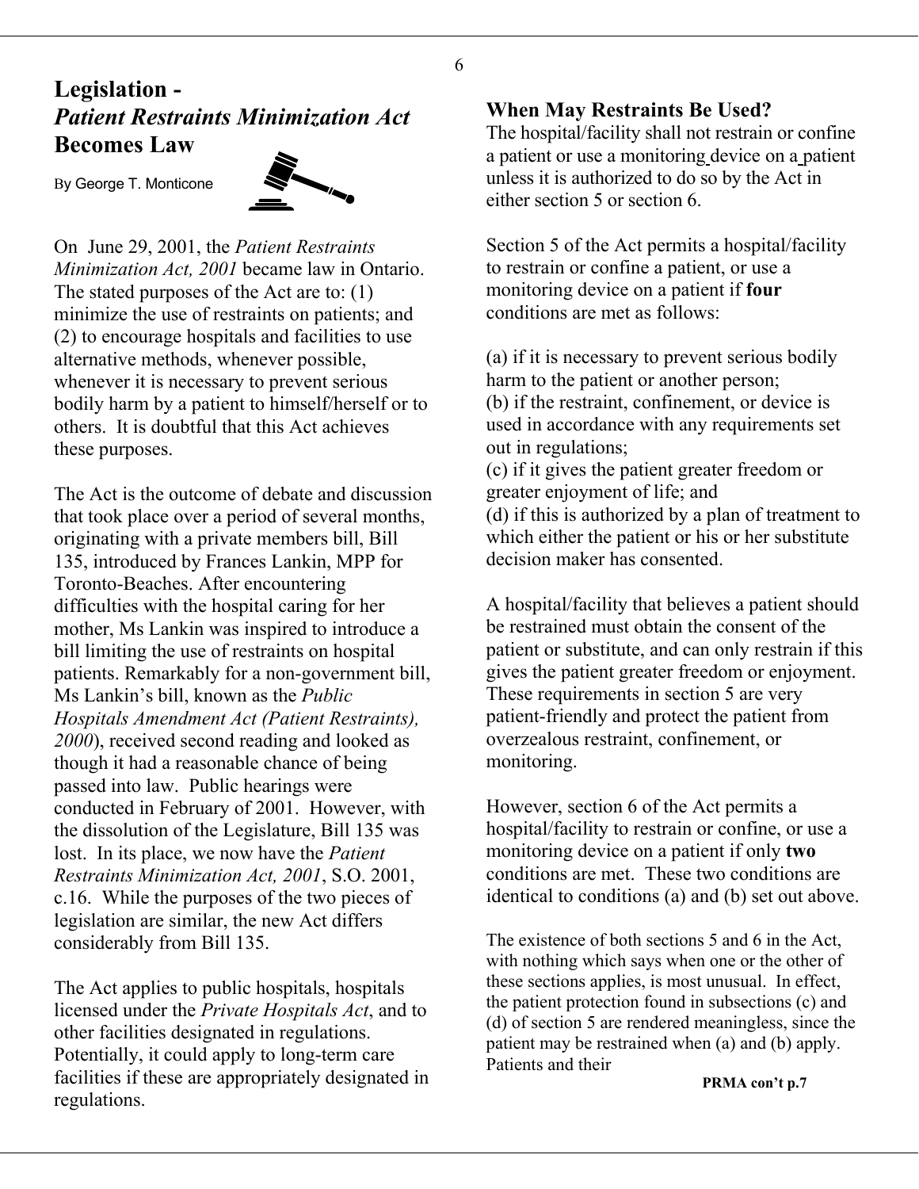# Legislation - *Patient Restraints Minimization Act* Becomes Law

By George T. Monticone

On June 29, 2001, the *Patient Restraints Minimization Act, 2001* became law in Ontario. The stated purposes of the Act are to: (1) minimize the use of restraints on patients; and (2) to encourage hospitals and facilities to use alternative methods, whenever possible, whenever it is necessary to prevent serious bodily harm by a patient to himself/herself or to others. It is doubtful that this Act achieves these purposes.

The Act is the outcome of debate and discussion that took place over a period of several months, originating with a private members bill, Bill 135, introduced by Frances Lankin, MPP for Toronto-Beaches. After encountering difficulties with the hospital caring for her mother, Ms Lankin was inspired to introduce a bill limiting the use of restraints on hospital patients. Remarkably for a non-government bill, Ms Lankin's bill, known as the *Public Hospitals Amendment Act (Patient Restraints), 2000*), received second reading and looked as though it had a reasonable chance of being passed into law. Public hearings were conducted in February of 2001. However, with the dissolution of the Legislature, Bill 135 was lost. In its place, we now have the *Patient Restraints Minimization Act, 2001*, S.O. 2001, c.16. While the purposes of the two pieces of legislation are similar, the new Act differs considerably from Bill 135.

The Act applies to public hospitals, hospitals licensed under the *Private Hospitals Act*, and to other facilities designated in regulations. Potentially, it could apply to long-term care facilities if these are appropriately designated in regulations.

## When May Restraints Be Used?

The hospital/facility shall not restrain or confine a patient or use a monitoring device on a patient unless it is authorized to do so by the Act in either section 5 or section 6.

Section 5 of the Act permits a hospital/facility to restrain or confine a patient, or use a monitoring device on a patient if **four** conditions are met as follows:

(a) if it is necessary to prevent serious bodily harm to the patient or another person;
(b) if the restraint, confinement, or device is used in accordance with any requirements set out in regulations;
(c) if it gives the patient greater freedom or greater enjoyment of life; and
(d) if this is authorized by a plan of treatment to which either the patient or his or her substitute decision maker has consented.

A hospital/facility that believes a patient should be restrained must obtain the consent of the patient or substitute, and can only restrain if this gives the patient greater freedom or enjoyment. These requirements in section 5 are very patient-friendly and protect the patient from overzealous restraint, confinement, or monitoring.

However, section 6 of the Act permits a hospital/facility to restrain or confine, or use a monitoring device on a patient if only **two** conditions are met. These two conditions are identical to conditions (a) and (b) set out above.

The existence of both sections 5 and 6 in the Act, with nothing which says when one or the other of these sections applies, is most unusual. In effect, the patient protection found in subsections (c) and (d) of section 5 are rendered meaningless, since the patient may be restrained when (a) and (b) apply. Patients and their

**PRMA con't p.7**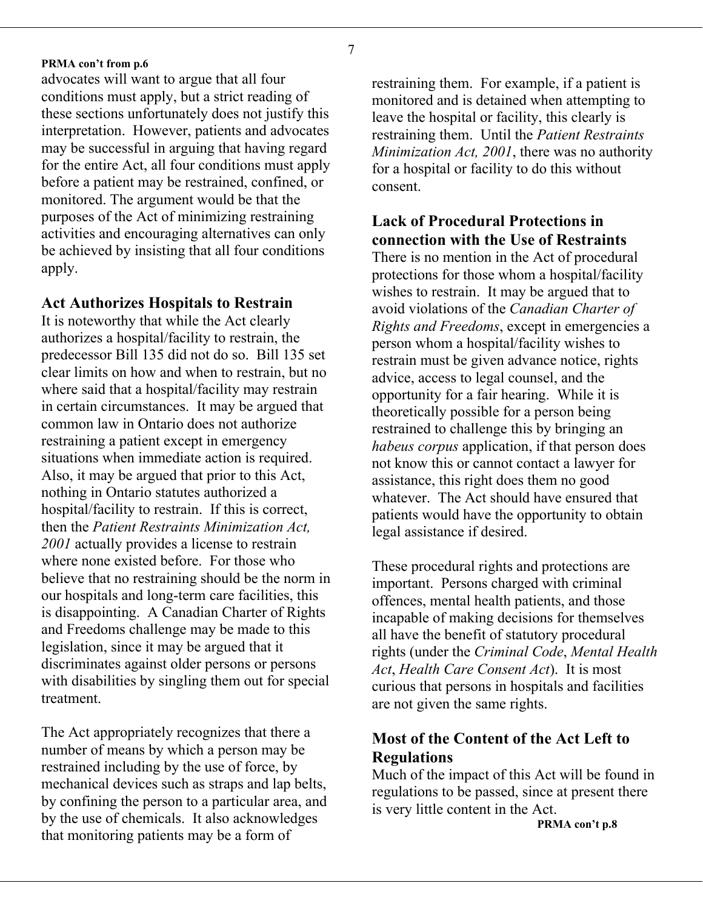**PRMA con't from p.6**

advocates will want to argue that all four conditions must apply, but a strict reading of these sections unfortunately does not justify this interpretation. However, patients and advocates may be successful in arguing that having regard for the entire Act, all four conditions must apply before a patient may be restrained, confined, or monitored. The argument would be that the purposes of the Act of minimizing restraining activities and encouraging alternatives can only be achieved by insisting that all four conditions apply.

## Act Authorizes Hospitals to Restrain

It is noteworthy that while the Act clearly authorizes a hospital/facility to restrain, the predecessor Bill 135 did not do so. Bill 135 set clear limits on how and when to restrain, but no where said that a hospital/facility may restrain in certain circumstances. It may be argued that common law in Ontario does not authorize restraining a patient except in emergency situations when immediate action is required. Also, it may be argued that prior to this Act, nothing in Ontario statutes authorized a hospital/facility to restrain. If this is correct, then the *Patient Restraints Minimization Act, 2001* actually provides a license to restrain where none existed before. For those who believe that no restraining should be the norm in our hospitals and long-term care facilities, this is disappointing. A Canadian Charter of Rights and Freedoms challenge may be made to this legislation, since it may be argued that it discriminates against older persons or persons with disabilities by singling them out for special treatment.

The Act appropriately recognizes that there a number of means by which a person may be restrained including by the use of force, by mechanical devices such as straps and lap belts, by confining the person to a particular area, and by the use of chemicals. It also acknowledges that monitoring patients may be a form of restraining them. For example, if a patient is monitored and is detained when attempting to leave the hospital or facility, this clearly is restraining them. Until the *Patient Restraints Minimization Act, 2001*, there was no authority for a hospital or facility to do this without consent.

## Lack of Procedural Protections in connection with the Use of Restraints

There is no mention in the Act of procedural protections for those whom a hospital/facility wishes to restrain. It may be argued that to avoid violations of the *Canadian Charter of Rights and Freedoms*, except in emergencies a person whom a hospital/facility wishes to restrain must be given advance notice, rights advice, access to legal counsel, and the opportunity for a fair hearing. While it is theoretically possible for a person being restrained to challenge this by bringing an *habeus corpus* application, if that person does not know this or cannot contact a lawyer for assistance, this right does them no good whatever. The Act should have ensured that patients would have the opportunity to obtain legal assistance if desired.

These procedural rights and protections are important. Persons charged with criminal offences, mental health patients, and those incapable of making decisions for themselves all have the benefit of statutory procedural rights (under the *Criminal Code*, *Mental Health Act*, *Health Care Consent Act*). It is most curious that persons in hospitals and facilities are not given the same rights.

## Most of the Content of the Act Left to Regulations

Much of the impact of this Act will be found in regulations to be passed, since at present there is very little content in the Act.

**PRMA con't p.8**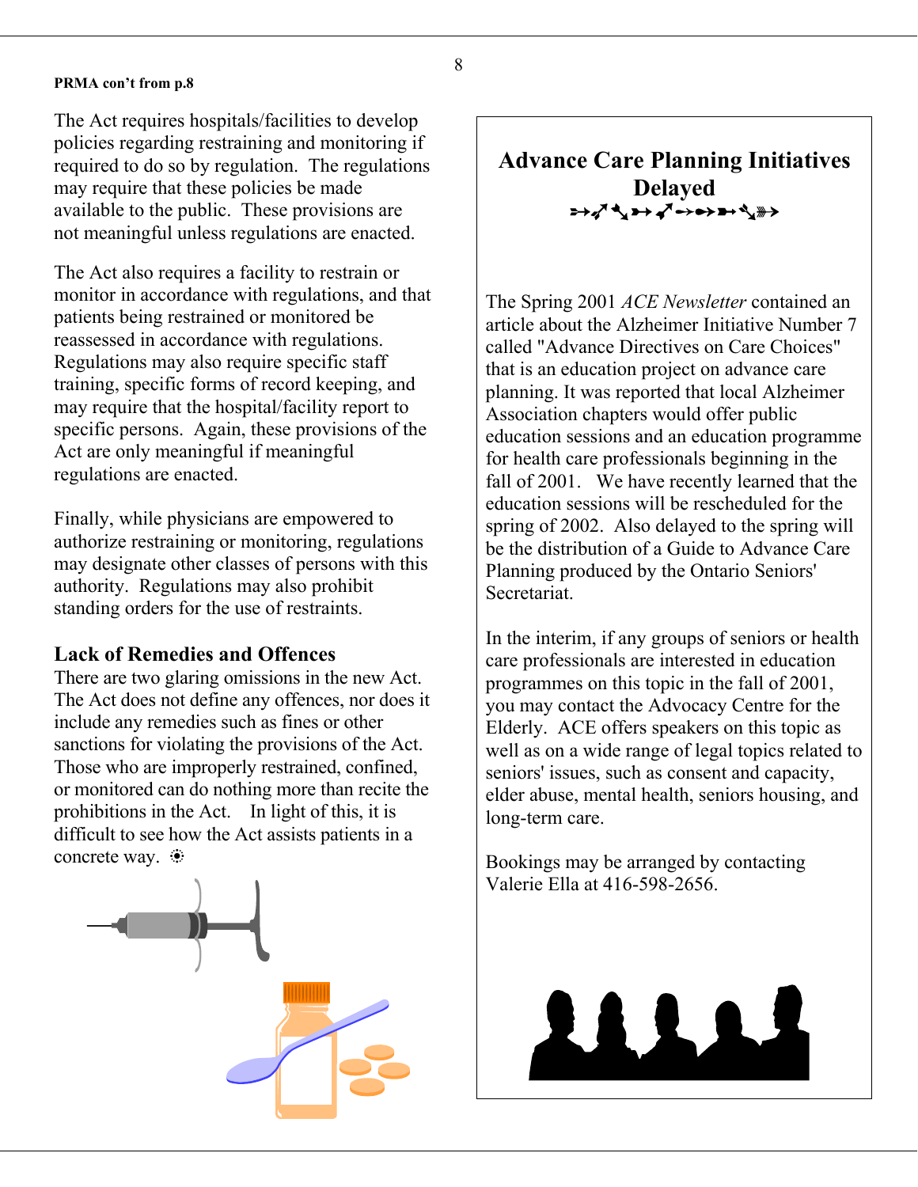**PRMA con't from p.8**

The Act requires hospitals/facilities to develop policies regarding restraining and monitoring if required to do so by regulation. The regulations may require that these policies be made available to the public. These provisions are not meaningful unless regulations are enacted.

The Act also requires a facility to restrain or monitor in accordance with regulations, and that patients being restrained or monitored be reassessed in accordance with regulations. Regulations may also require specific staff training, specific forms of record keeping, and may require that the hospital/facility report to specific persons. Again, these provisions of the Act are only meaningful if meaningful regulations are enacted.

Finally, while physicians are empowered to authorize restraining or monitoring, regulations may designate other classes of persons with this authority. Regulations may also prohibit standing orders for the use of restraints.

### Lack of Remedies and Offences

There are two glaring omissions in the new Act. The Act does not define any offences, nor does it include any remedies such as fines or other sanctions for violating the provisions of the Act. Those who are improperly restrained, confined, or monitored can do nothing more than recite the prohibitions in the Act. In light of this, it is difficult to see how the Act assists patients in a concrete way.

## Advance Care Planning Initiatives Delayed

The Spring 2001 *ACE Newsletter* contained an article about the Alzheimer Initiative Number 7 called "Advance Directives on Care Choices" that is an education project on advance care planning. It was reported that local Alzheimer Association chapters would offer public education sessions and an education programme for health care professionals beginning in the fall of 2001. We have recently learned that the education sessions will be rescheduled for the spring of 2002. Also delayed to the spring will be the distribution of a Guide to Advance Care Planning produced by the Ontario Seniors' Secretariat.

In the interim, if any groups of seniors or health care professionals are interested in education programmes on this topic in the fall of 2001, you may contact the Advocacy Centre for the Elderly. ACE offers speakers on this topic as well as on a wide range of legal topics related to seniors' issues, such as consent and capacity, elder abuse, mental health, seniors housing, and long-term care.

Bookings may be arranged by contacting Valerie Ella at 416-598-2656.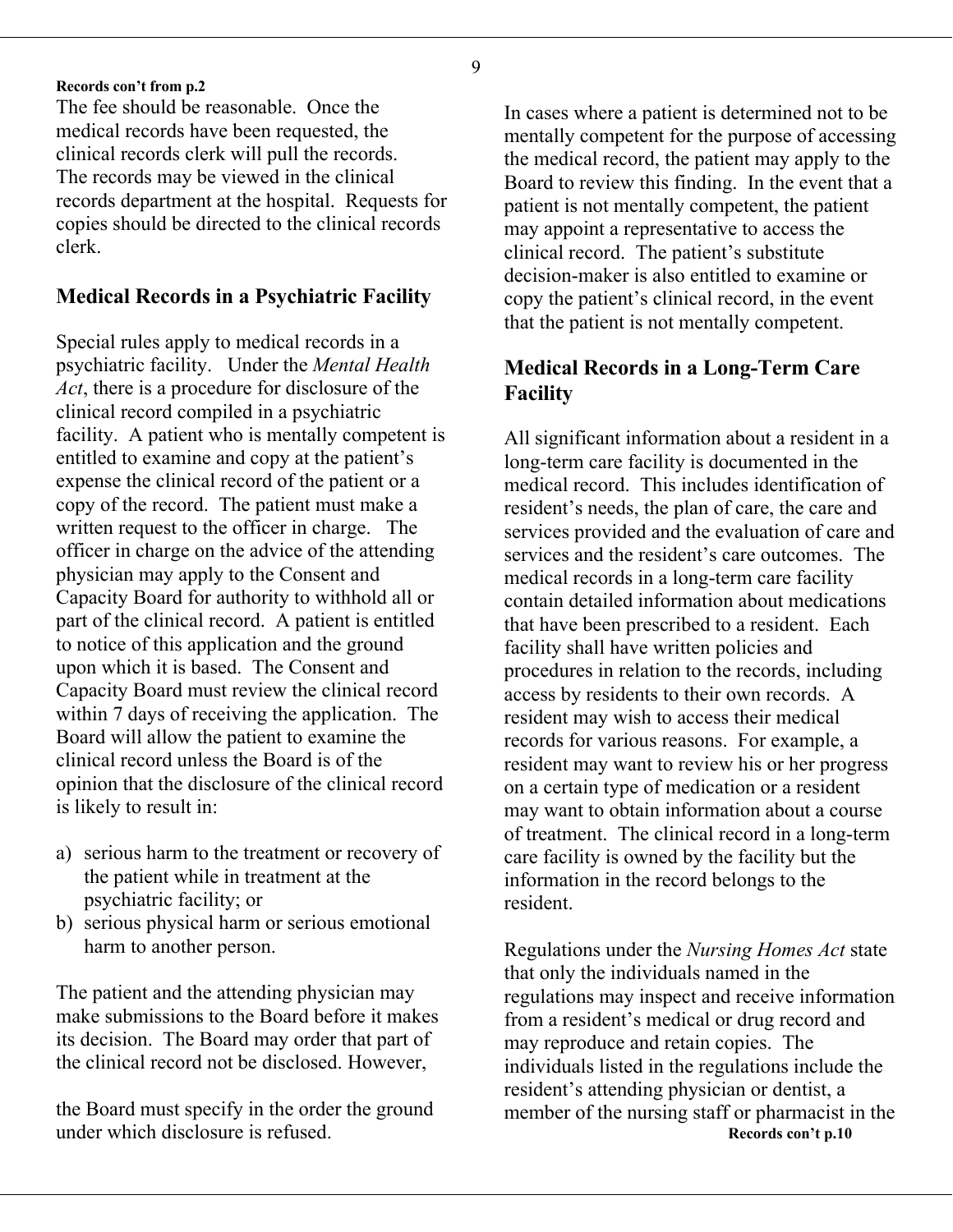**Records con't from p.2**

The fee should be reasonable. Once the medical records have been requested, the clinical records clerk will pull the records. The records may be viewed in the clinical records department at the hospital. Requests for copies should be directed to the clinical records clerk.

## Medical Records in a Psychiatric Facility

Special rules apply to medical records in a psychiatric facility. Under the *Mental Health Act*, there is a procedure for disclosure of the clinical record compiled in a psychiatric facility. A patient who is mentally competent is entitled to examine and copy at the patient's expense the clinical record of the patient or a copy of the record. The patient must make a written request to the officer in charge. The officer in charge on the advice of the attending physician may apply to the Consent and Capacity Board for authority to withhold all or part of the clinical record. A patient is entitled to notice of this application and the ground upon which it is based. The Consent and Capacity Board must review the clinical record within 7 days of receiving the application. The Board will allow the patient to examine the clinical record unless the Board is of the opinion that the disclosure of the clinical record is likely to result in:

a) serious harm to the treatment or recovery of the patient while in treatment at the psychiatric facility; or
b) serious physical harm or serious emotional harm to another person.

The patient and the attending physician may make submissions to the Board before it makes its decision. The Board may order that part of the clinical record not be disclosed. However, the Board must specify in the order the ground under which disclosure is refused.

In cases where a patient is determined not to be mentally competent for the purpose of accessing the medical record, the patient may apply to the Board to review this finding. In the event that a patient is not mentally competent, the patient may appoint a representative to access the clinical record. The patient's substitute decision-maker is also entitled to examine or copy the patient's clinical record, in the event that the patient is not mentally competent.

## Medical Records in a Long-Term Care Facility

All significant information about a resident in a long-term care facility is documented in the medical record. This includes identification of resident's needs, the plan of care, the care and services provided and the evaluation of care and services and the resident's care outcomes. The medical records in a long-term care facility contain detailed information about medications that have been prescribed to a resident. Each facility shall have written policies and procedures in relation to the records, including access by residents to their own records. A resident may wish to access their medical records for various reasons. For example, a resident may want to review his or her progress on a certain type of medication or a resident may want to obtain information about a course of treatment. The clinical record in a long-term care facility is owned by the facility but the information in the record belongs to the resident.

Regulations under the *Nursing Homes Act* state that only the individuals named in the regulations may inspect and receive information from a resident's medical or drug record and may reproduce and retain copies. The individuals listed in the regulations include the resident's attending physician or dentist, a member of the nursing staff or pharmacist in the

**Records con't p.10**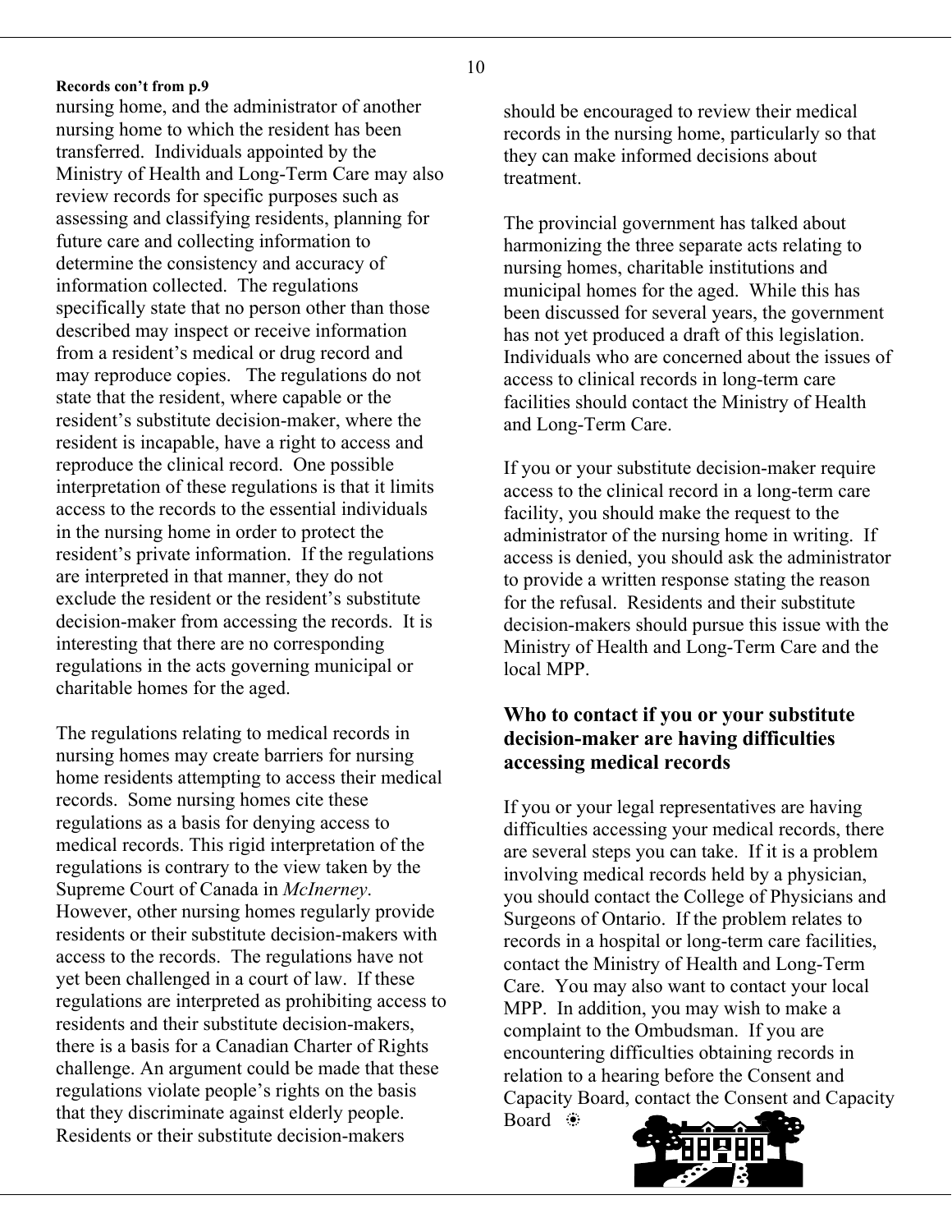**Records con't from p.9**

nursing home, and the administrator of another nursing home to which the resident has been transferred. Individuals appointed by the Ministry of Health and Long-Term Care may also review records for specific purposes such as assessing and classifying residents, planning for future care and collecting information to determine the consistency and accuracy of information collected. The regulations specifically state that no person other than those described may inspect or receive information from a resident's medical or drug record and may reproduce copies. The regulations do not state that the resident, where capable or the resident's substitute decision-maker, where the resident is incapable, have a right to access and reproduce the clinical record. One possible interpretation of these regulations is that it limits access to the records to the essential individuals in the nursing home in order to protect the resident's private information. If the regulations are interpreted in that manner, they do not exclude the resident or the resident's substitute decision-maker from accessing the records. It is interesting that there are no corresponding regulations in the acts governing municipal or charitable homes for the aged.

The regulations relating to medical records in nursing homes may create barriers for nursing home residents attempting to access their medical records. Some nursing homes cite these regulations as a basis for denying access to medical records. This rigid interpretation of the regulations is contrary to the view taken by the Supreme Court of Canada in *McInerney*. However, other nursing homes regularly provide residents or their substitute decision-makers with access to the records. The regulations have not yet been challenged in a court of law. If these regulations are interpreted as prohibiting access to residents and their substitute decision-makers, there is a basis for a Canadian Charter of Rights challenge. An argument could be made that these regulations violate people's rights on the basis that they discriminate against elderly people. Residents or their substitute decision-makers should be encouraged to review their medical records in the nursing home, particularly so that they can make informed decisions about treatment.

The provincial government has talked about harmonizing the three separate acts relating to nursing homes, charitable institutions and municipal homes for the aged. While this has been discussed for several years, the government has not yet produced a draft of this legislation. Individuals who are concerned about the issues of access to clinical records in long-term care facilities should contact the Ministry of Health and Long-Term Care.

If you or your substitute decision-maker require access to the clinical record in a long-term care facility, you should make the request to the administrator of the nursing home in writing. If access is denied, you should ask the administrator to provide a written response stating the reason for the refusal. Residents and their substitute decision-makers should pursue this issue with the Ministry of Health and Long-Term Care and the local MPP.

## Who to contact if you or your substitute decision-maker are having difficulties accessing medical records

If you or your legal representatives are having difficulties accessing your medical records, there are several steps you can take. If it is a problem involving medical records held by a physician, you should contact the College of Physicians and Surgeons of Ontario. If the problem relates to records in a hospital or long-term care facilities, contact the Ministry of Health and Long-Term Care. You may also want to contact your local MPP. In addition, you may wish to make a complaint to the Ombudsman. If you are encountering difficulties obtaining records in relation to a hearing before the Consent and Capacity Board, contact the Consent and Capacity Board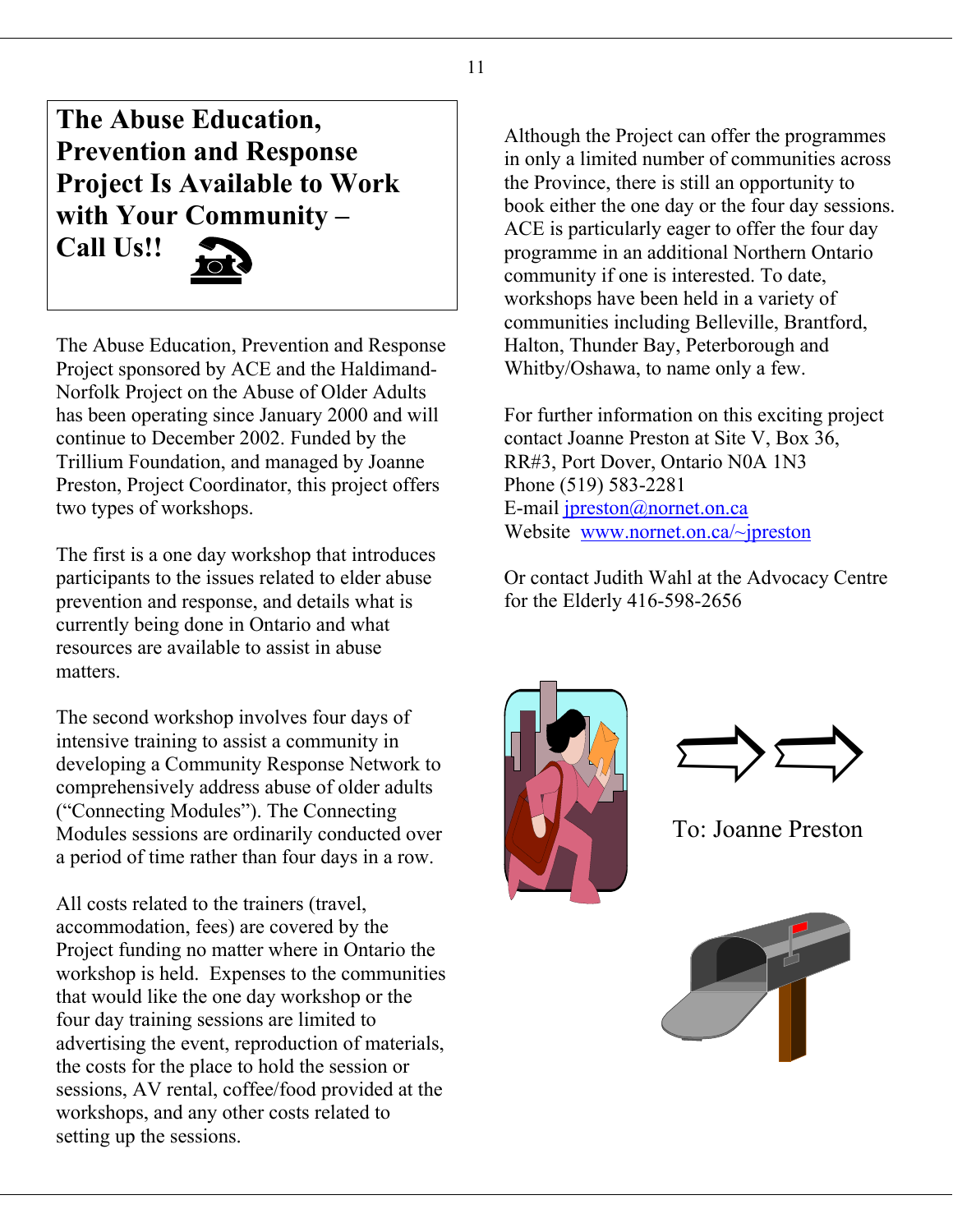# The Abuse Education, Prevention and Response Project Is Available to Work with Your Community – Call Us!!

The Abuse Education, Prevention and Response Project sponsored by ACE and the Haldimand-Norfolk Project on the Abuse of Older Adults has been operating since January 2000 and will continue to December 2002. Funded by the Trillium Foundation, and managed by Joanne Preston, Project Coordinator, this project offers two types of workshops.

The first is a one day workshop that introduces participants to the issues related to elder abuse prevention and response, and details what is currently being done in Ontario and what resources are available to assist in abuse matters.

The second workshop involves four days of intensive training to assist a community in developing a Community Response Network to comprehensively address abuse of older adults ("Connecting Modules"). The Connecting Modules sessions are ordinarily conducted over a period of time rather than four days in a row.

All costs related to the trainers (travel, accommodation, fees) are covered by the Project funding no matter where in Ontario the workshop is held. Expenses to the communities that would like the one day workshop or the four day training sessions are limited to advertising the event, reproduction of materials, the costs for the place to hold the session or sessions, AV rental, coffee/food provided at the workshops, and any other costs related to setting up the sessions.

Although the Project can offer the programmes in only a limited number of communities across the Province, there is still an opportunity to book either the one day or the four day sessions. ACE is particularly eager to offer the four day programme in an additional Northern Ontario community if one is interested. To date, workshops have been held in a variety of communities including Belleville, Brantford, Halton, Thunder Bay, Peterborough and Whitby/Oshawa, to name only a few.

For further information on this exciting project contact Joanne Preston at Site V, Box 36, RR#3, Port Dover, Ontario N0A 1N3
Phone (519) 583-2281
E-mail jpreston@nornet.on.ca
Website www.nornet.on.ca/~jpreston

Or contact Judith Wahl at the Advocacy Centre for the Elderly 416-598-2656

To: Joanne Preston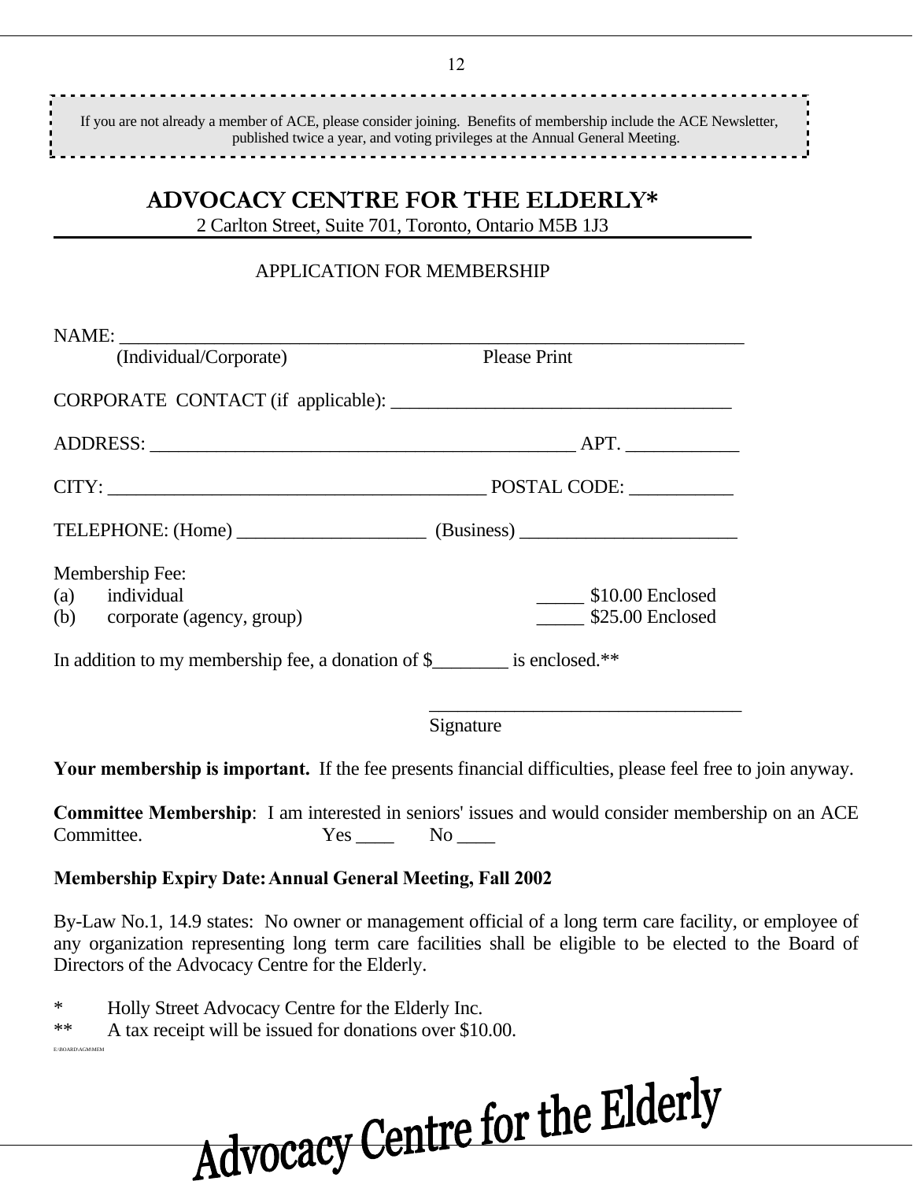If you are not already a member of ACE, please consider joining. Benefits of membership include the ACE Newsletter, published twice a year, and voting privileges at the Annual General Meeting.

# ADVOCACY CENTRE FOR THE ELDERLY*

2 Carlton Street, Suite 701, Toronto, Ontario M5B 1J3

APPLICATION FOR MEMBERSHIP

NAME: ____________________________________________________________________
(Individual/Corporate) Please Print

CORPORATE CONTACT (if applicable): ____________________________________

ADDRESS: ______________________________________________ APT. ____________

CITY: _________________________________________ POSTAL CODE: ___________

TELEPHONE: (Home) ____________________ (Business) ________________________

Membership Fee:

(a) individual _____ $10.00 Enclosed
(b) corporate (agency, group) _____ $25.00 Enclosed

In addition to my membership fee, a donation of $________ is enclosed.**

__________________________________
Signature

**Your membership is important.** If the fee presents financial difficulties, please feel free to join anyway.

**Committee Membership**: I am interested in seniors' issues and would consider membership on an ACE Committee. Yes ____ No ____

**Membership Expiry Date: Annual General Meeting, Fall 2002**

By-Law No.1, 14.9 states: No owner or management official of a long term care facility, or employee of any organization representing long term care facilities shall be eligible to be elected to the Board of Directors of the Advocacy Centre for the Elderly.

\* Holly Street Advocacy Centre for the Elderly Inc.
\** A tax receipt will be issued for donations over $10.00.

E:\BOARD\AGM\MEM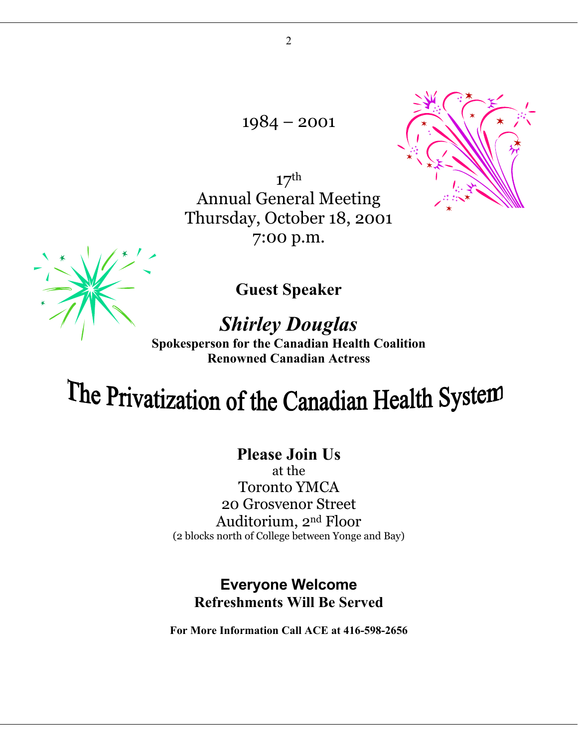1984 – 2001

17th
Annual General Meeting
Thursday, October 18, 2001
7:00 p.m.

**Guest Speaker**

***Shirley Douglas***
**Spokesperson for the Canadian Health Coalition**
**Renowned Canadian Actress**

# The Privatization of the Canadian Health System

**Please Join Us**
at the
Toronto YMCA
20 Grosvenor Street
Auditorium, 2nd Floor
(2 blocks north of College between Yonge and Bay)

**Everyone Welcome**
**Refreshments Will Be Served**

**For More Information Call ACE at 416-598-2656**